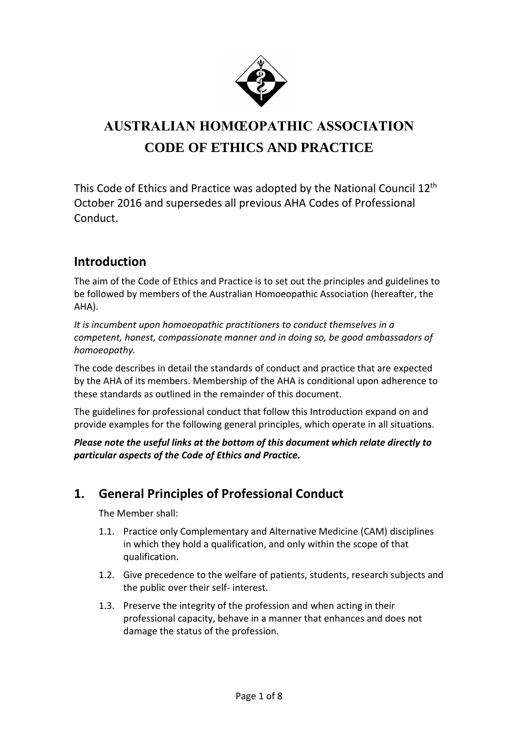# AUSTRALIAN HOMŒOPATHIC ASSOCIATION
# CODE OF ETHICS AND PRACTICE

This Code of Ethics and Practice was adopted by the National Council 12th October 2016 and supersedes all previous AHA Codes of Professional Conduct.

## Introduction

The aim of the Code of Ethics and Practice is to set out the principles and guidelines to be followed by members of the Australian Homoeopathic Association (hereafter, the AHA).

*It is incumbent upon homoeopathic practitioners to conduct themselves in a competent, honest, compassionate manner and in doing so, be good ambassadors of homoeopathy.*

The code describes in detail the standards of conduct and practice that are expected by the AHA of its members. Membership of the AHA is conditional upon adherence to these standards as outlined in the remainder of this document.

The guidelines for professional conduct that follow this Introduction expand on and provide examples for the following general principles, which operate in all situations.

***Please note the useful links at the bottom of this document which relate directly to particular aspects of the Code of Ethics and Practice.***

## 1. General Principles of Professional Conduct

The Member shall:

1.1. Practice only Complementary and Alternative Medicine (CAM) disciplines in which they hold a qualification, and only within the scope of that qualification.

1.2. Give precedence to the welfare of patients, students, research subjects and the public over their self- interest.

1.3. Preserve the integrity of the profession and when acting in their professional capacity, behave in a manner that enhances and does not damage the status of the profession.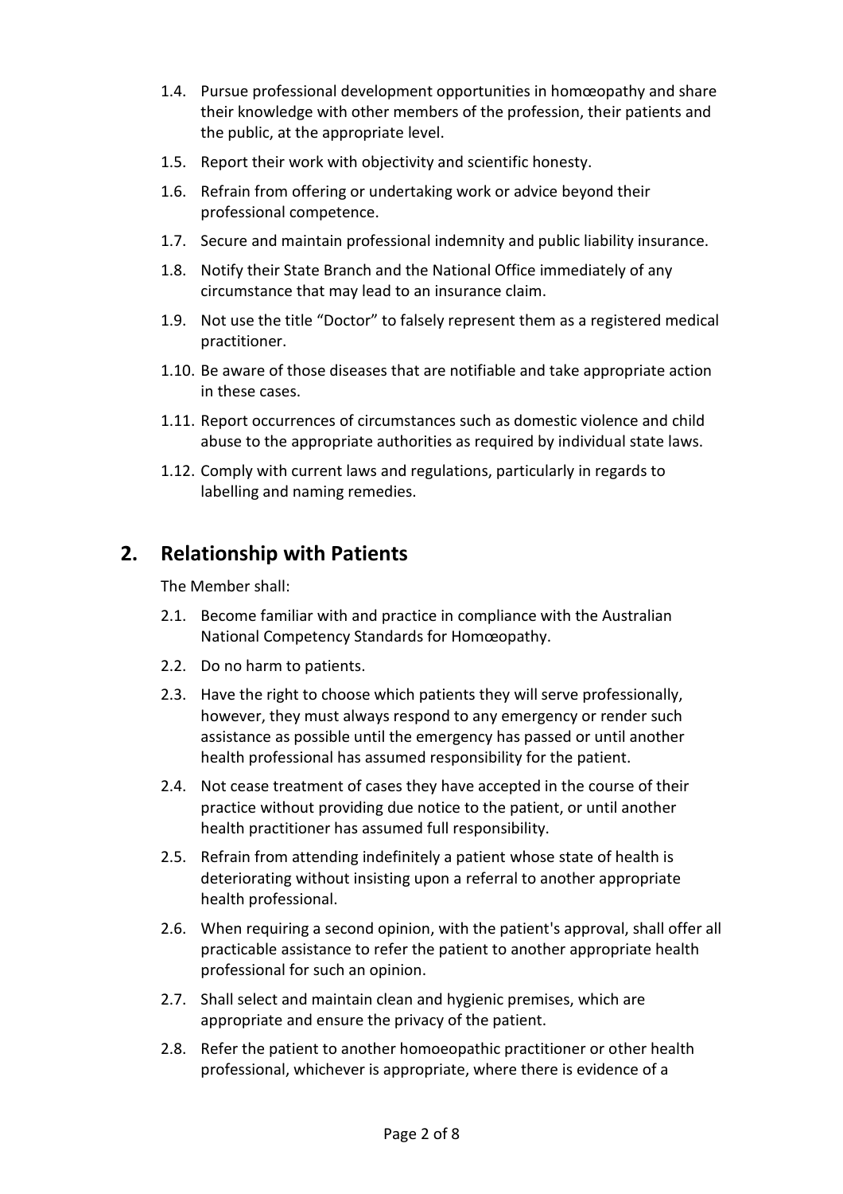1.4. Pursue professional development opportunities in homœopathy and share their knowledge with other members of the profession, their patients and the public, at the appropriate level.

1.5. Report their work with objectivity and scientific honesty.

1.6. Refrain from offering or undertaking work or advice beyond their professional competence.

1.7. Secure and maintain professional indemnity and public liability insurance.

1.8. Notify their State Branch and the National Office immediately of any circumstance that may lead to an insurance claim.

1.9. Not use the title "Doctor" to falsely represent them as a registered medical practitioner.

1.10. Be aware of those diseases that are notifiable and take appropriate action in these cases.

1.11. Report occurrences of circumstances such as domestic violence and child abuse to the appropriate authorities as required by individual state laws.

1.12. Comply with current laws and regulations, particularly in regards to labelling and naming remedies.

## 2. Relationship with Patients

The Member shall:

2.1. Become familiar with and practice in compliance with the Australian National Competency Standards for Homœopathy.

2.2. Do no harm to patients.

2.3. Have the right to choose which patients they will serve professionally, however, they must always respond to any emergency or render such assistance as possible until the emergency has passed or until another health professional has assumed responsibility for the patient.

2.4. Not cease treatment of cases they have accepted in the course of their practice without providing due notice to the patient, or until another health practitioner has assumed full responsibility.

2.5. Refrain from attending indefinitely a patient whose state of health is deteriorating without insisting upon a referral to another appropriate health professional.

2.6. When requiring a second opinion, with the patient's approval, shall offer all practicable assistance to refer the patient to another appropriate health professional for such an opinion.

2.7. Shall select and maintain clean and hygienic premises, which are appropriate and ensure the privacy of the patient.

2.8. Refer the patient to another homoeopathic practitioner or other health professional, whichever is appropriate, where there is evidence of a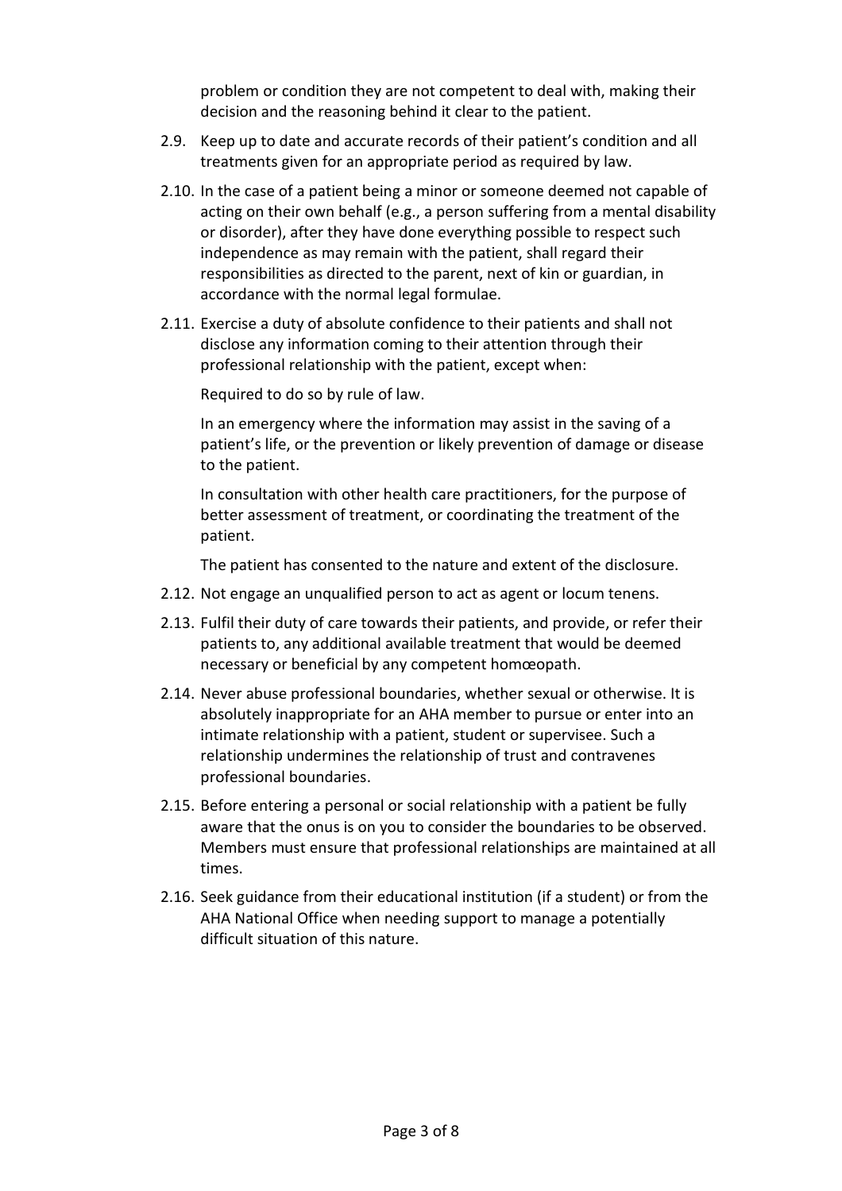problem or condition they are not competent to deal with, making their decision and the reasoning behind it clear to the patient.

2.9. Keep up to date and accurate records of their patient's condition and all treatments given for an appropriate period as required by law.

2.10. In the case of a patient being a minor or someone deemed not capable of acting on their own behalf (e.g., a person suffering from a mental disability or disorder), after they have done everything possible to respect such independence as may remain with the patient, shall regard their responsibilities as directed to the parent, next of kin or guardian, in accordance with the normal legal formulae.

2.11. Exercise a duty of absolute confidence to their patients and shall not disclose any information coming to their attention through their professional relationship with the patient, except when:

   Required to do so by rule of law.

   In an emergency where the information may assist in the saving of a patient's life, or the prevention or likely prevention of damage or disease to the patient.

   In consultation with other health care practitioners, for the purpose of better assessment of treatment, or coordinating the treatment of the patient.

   The patient has consented to the nature and extent of the disclosure.

2.12. Not engage an unqualified person to act as agent or locum tenens.

2.13. Fulfil their duty of care towards their patients, and provide, or refer their patients to, any additional available treatment that would be deemed necessary or beneficial by any competent homœopath.

2.14. Never abuse professional boundaries, whether sexual or otherwise. It is absolutely inappropriate for an AHA member to pursue or enter into an intimate relationship with a patient, student or supervisee. Such a relationship undermines the relationship of trust and contravenes professional boundaries.

2.15. Before entering a personal or social relationship with a patient be fully aware that the onus is on you to consider the boundaries to be observed. Members must ensure that professional relationships are maintained at all times.

2.16. Seek guidance from their educational institution (if a student) or from the AHA National Office when needing support to manage a potentially difficult situation of this nature.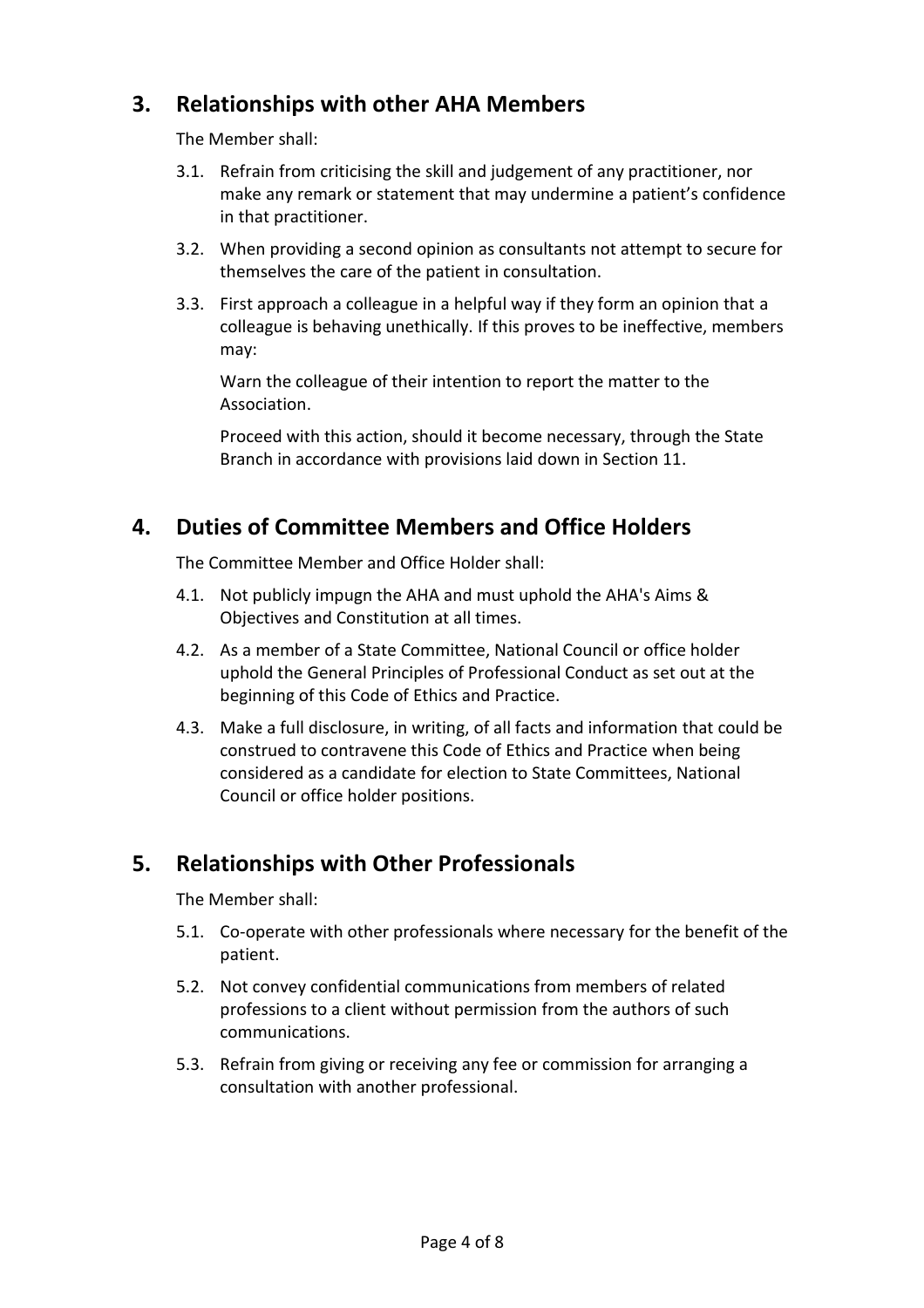## 3. Relationships with other AHA Members

The Member shall:

3.1. Refrain from criticising the skill and judgement of any practitioner, nor make any remark or statement that may undermine a patient's confidence in that practitioner.

3.2. When providing a second opinion as consultants not attempt to secure for themselves the care of the patient in consultation.

3.3. First approach a colleague in a helpful way if they form an opinion that a colleague is behaving unethically. If this proves to be ineffective, members may:

Warn the colleague of their intention to report the matter to the Association.

Proceed with this action, should it become necessary, through the State Branch in accordance with provisions laid down in Section 11.

## 4. Duties of Committee Members and Office Holders

The Committee Member and Office Holder shall:

4.1. Not publicly impugn the AHA and must uphold the AHA's Aims & Objectives and Constitution at all times.

4.2. As a member of a State Committee, National Council or office holder uphold the General Principles of Professional Conduct as set out at the beginning of this Code of Ethics and Practice.

4.3. Make a full disclosure, in writing, of all facts and information that could be construed to contravene this Code of Ethics and Practice when being considered as a candidate for election to State Committees, National Council or office holder positions.

## 5. Relationships with Other Professionals

The Member shall:

5.1. Co-operate with other professionals where necessary for the benefit of the patient.

5.2. Not convey confidential communications from members of related professions to a client without permission from the authors of such communications.

5.3. Refrain from giving or receiving any fee or commission for arranging a consultation with another professional.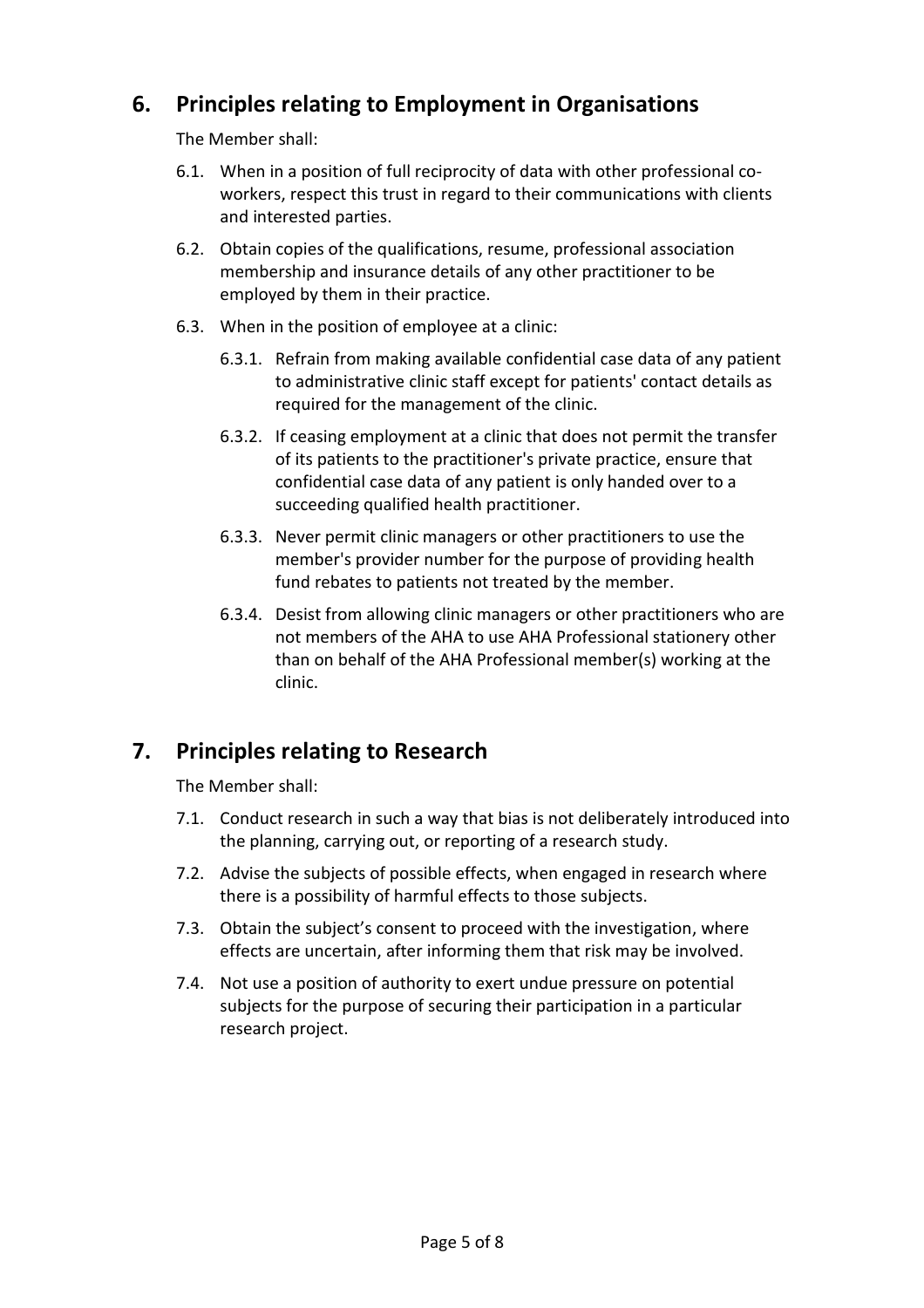## 6. Principles relating to Employment in Organisations

The Member shall:

- 6.1. When in a position of full reciprocity of data with other professional co-workers, respect this trust in regard to their communications with clients and interested parties.
- 6.2. Obtain copies of the qualifications, resume, professional association membership and insurance details of any other practitioner to be employed by them in their practice.
- 6.3. When in the position of employee at a clinic:
  - 6.3.1. Refrain from making available confidential case data of any patient to administrative clinic staff except for patients' contact details as required for the management of the clinic.
  - 6.3.2. If ceasing employment at a clinic that does not permit the transfer of its patients to the practitioner's private practice, ensure that confidential case data of any patient is only handed over to a succeeding qualified health practitioner.
  - 6.3.3. Never permit clinic managers or other practitioners to use the member's provider number for the purpose of providing health fund rebates to patients not treated by the member.
  - 6.3.4. Desist from allowing clinic managers or other practitioners who are not members of the AHA to use AHA Professional stationery other than on behalf of the AHA Professional member(s) working at the clinic.

## 7. Principles relating to Research

The Member shall:

- 7.1. Conduct research in such a way that bias is not deliberately introduced into the planning, carrying out, or reporting of a research study.
- 7.2. Advise the subjects of possible effects, when engaged in research where there is a possibility of harmful effects to those subjects.
- 7.3. Obtain the subject's consent to proceed with the investigation, where effects are uncertain, after informing them that risk may be involved.
- 7.4. Not use a position of authority to exert undue pressure on potential subjects for the purpose of securing their participation in a particular research project.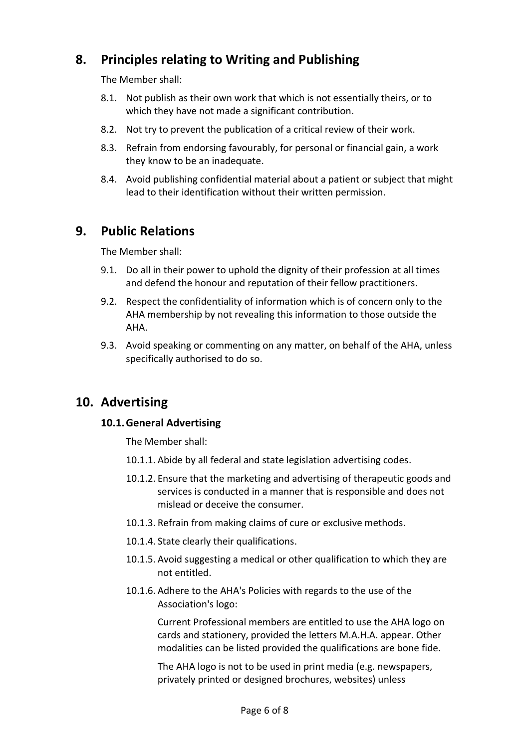## 8. Principles relating to Writing and Publishing

The Member shall:

8.1. Not publish as their own work that which is not essentially theirs, or to which they have not made a significant contribution.

8.2. Not try to prevent the publication of a critical review of their work.

8.3. Refrain from endorsing favourably, for personal or financial gain, a work they know to be an inadequate.

8.4. Avoid publishing confidential material about a patient or subject that might lead to their identification without their written permission.

## 9. Public Relations

The Member shall:

9.1. Do all in their power to uphold the dignity of their profession at all times and defend the honour and reputation of their fellow practitioners.

9.2. Respect the confidentiality of information which is of concern only to the AHA membership by not revealing this information to those outside the AHA.

9.3. Avoid speaking or commenting on any matter, on behalf of the AHA, unless specifically authorised to do so.

## 10. Advertising

### 10.1. General Advertising

The Member shall:

10.1.1. Abide by all federal and state legislation advertising codes.

10.1.2. Ensure that the marketing and advertising of therapeutic goods and services is conducted in a manner that is responsible and does not mislead or deceive the consumer.

10.1.3. Refrain from making claims of cure or exclusive methods.

10.1.4. State clearly their qualifications.

10.1.5. Avoid suggesting a medical or other qualification to which they are not entitled.

10.1.6. Adhere to the AHA's Policies with regards to the use of the Association's logo:

Current Professional members are entitled to use the AHA logo on cards and stationery, provided the letters M.A.H.A. appear. Other modalities can be listed provided the qualifications are bone fide.

The AHA logo is not to be used in print media (e.g. newspapers, privately printed or designed brochures, websites) unless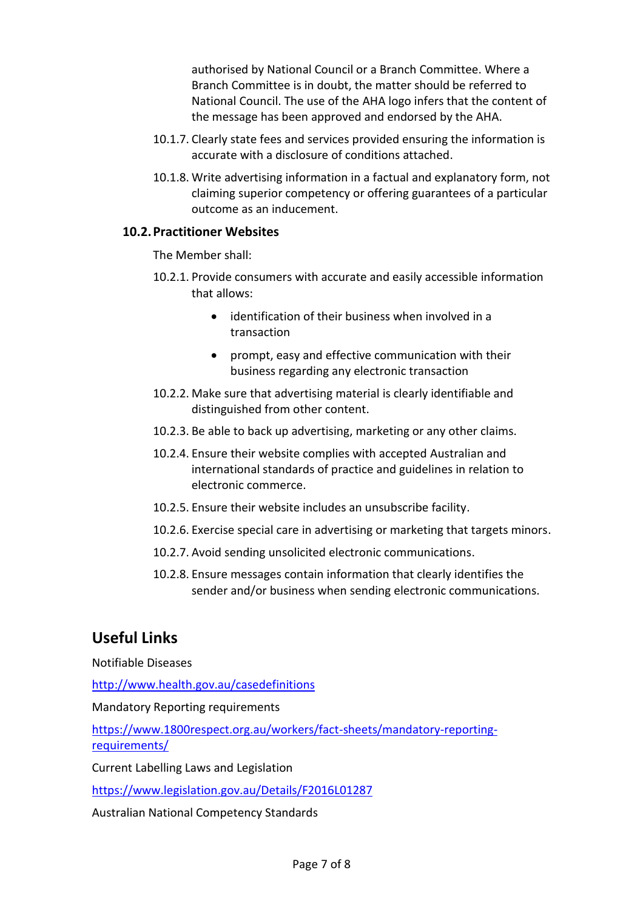authorised by National Council or a Branch Committee. Where a Branch Committee is in doubt, the matter should be referred to National Council. The use of the AHA logo infers that the content of the message has been approved and endorsed by the AHA.

10.1.7. Clearly state fees and services provided ensuring the information is accurate with a disclosure of conditions attached.

10.1.8. Write advertising information in a factual and explanatory form, not claiming superior competency or offering guarantees of a particular outcome as an inducement.

### 10.2. Practitioner Websites

The Member shall:

10.2.1. Provide consumers with accurate and easily accessible information that allows:

- identification of their business when involved in a transaction
- prompt, easy and effective communication with their business regarding any electronic transaction

10.2.2. Make sure that advertising material is clearly identifiable and distinguished from other content.

10.2.3. Be able to back up advertising, marketing or any other claims.

10.2.4. Ensure their website complies with accepted Australian and international standards of practice and guidelines in relation to electronic commerce.

10.2.5. Ensure their website includes an unsubscribe facility.

10.2.6. Exercise special care in advertising or marketing that targets minors.

10.2.7. Avoid sending unsolicited electronic communications.

10.2.8. Ensure messages contain information that clearly identifies the sender and/or business when sending electronic communications.

## Useful Links

Notifiable Diseases

http://www.health.gov.au/casedefinitions

Mandatory Reporting requirements

https://www.1800respect.org.au/workers/fact-sheets/mandatory-reporting-requirements/

Current Labelling Laws and Legislation

https://www.legislation.gov.au/Details/F2016L01287

Australian National Competency Standards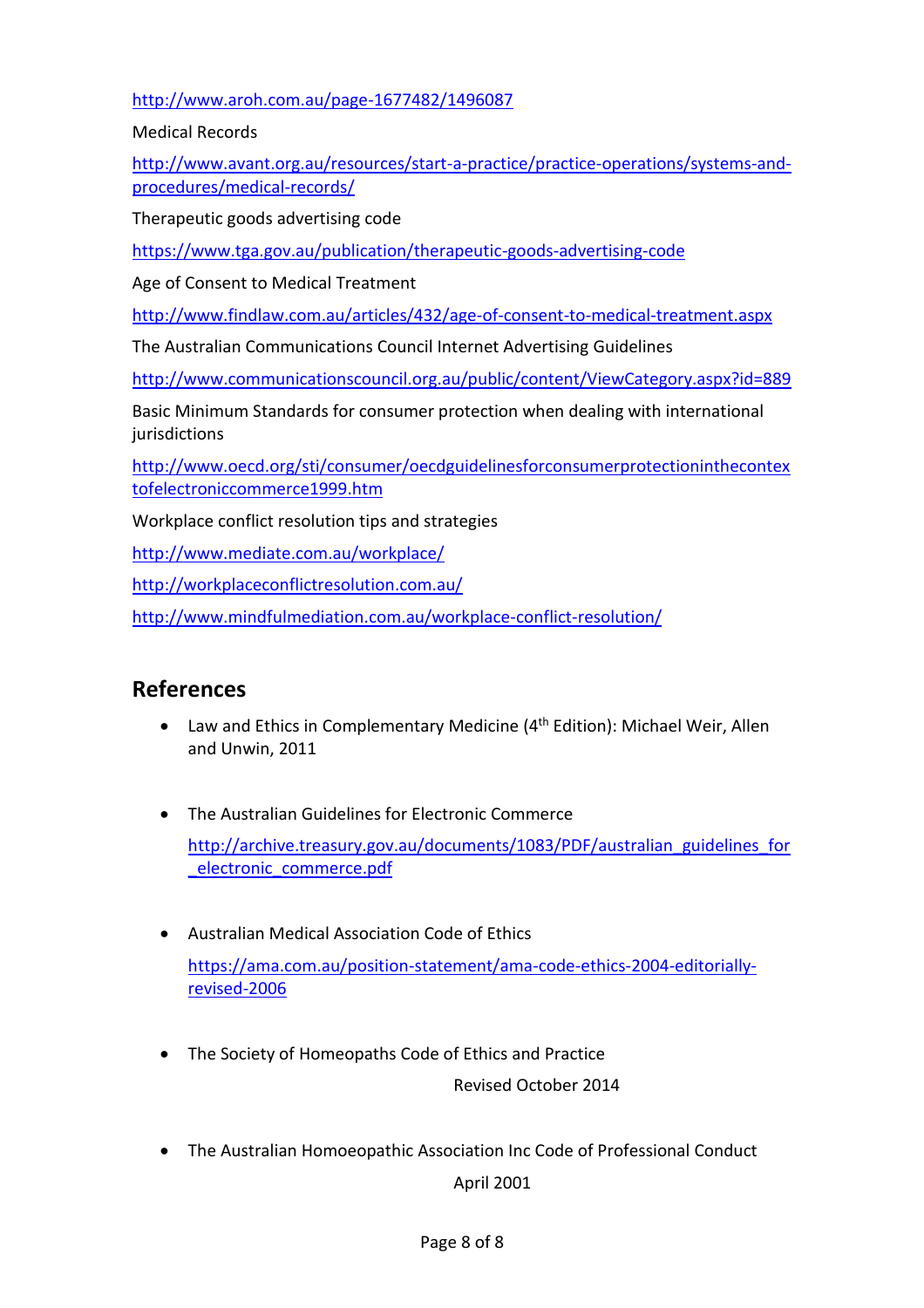http://www.aroh.com.au/page-1677482/1496087

Medical Records

http://www.avant.org.au/resources/start-a-practice/practice-operations/systems-and-procedures/medical-records/

Therapeutic goods advertising code

https://www.tga.gov.au/publication/therapeutic-goods-advertising-code

Age of Consent to Medical Treatment

http://www.findlaw.com.au/articles/432/age-of-consent-to-medical-treatment.aspx

The Australian Communications Council Internet Advertising Guidelines

http://www.communicationscouncil.org.au/public/content/ViewCategory.aspx?id=889

Basic Minimum Standards for consumer protection when dealing with international jurisdictions

http://www.oecd.org/sti/consumer/oecdguidelinesforconsumerprotectioninthecontextofelectroniccommerce1999.htm

Workplace conflict resolution tips and strategies

http://www.mediate.com.au/workplace/

http://workplaceconflictresolution.com.au/

http://www.mindfulmediation.com.au/workplace-conflict-resolution/

## References

- Law and Ethics in Complementary Medicine (4th Edition): Michael Weir, Allen and Unwin, 2011

- The Australian Guidelines for Electronic Commerce

  http://archive.treasury.gov.au/documents/1083/PDF/australian_guidelines_for_electronic_commerce.pdf

- Australian Medical Association Code of Ethics

  https://ama.com.au/position-statement/ama-code-ethics-2004-editorially-revised-2006

- The Society of Homeopaths Code of Ethics and Practice

  Revised October 2014

- The Australian Homoeopathic Association Inc Code of Professional Conduct

  April 2001